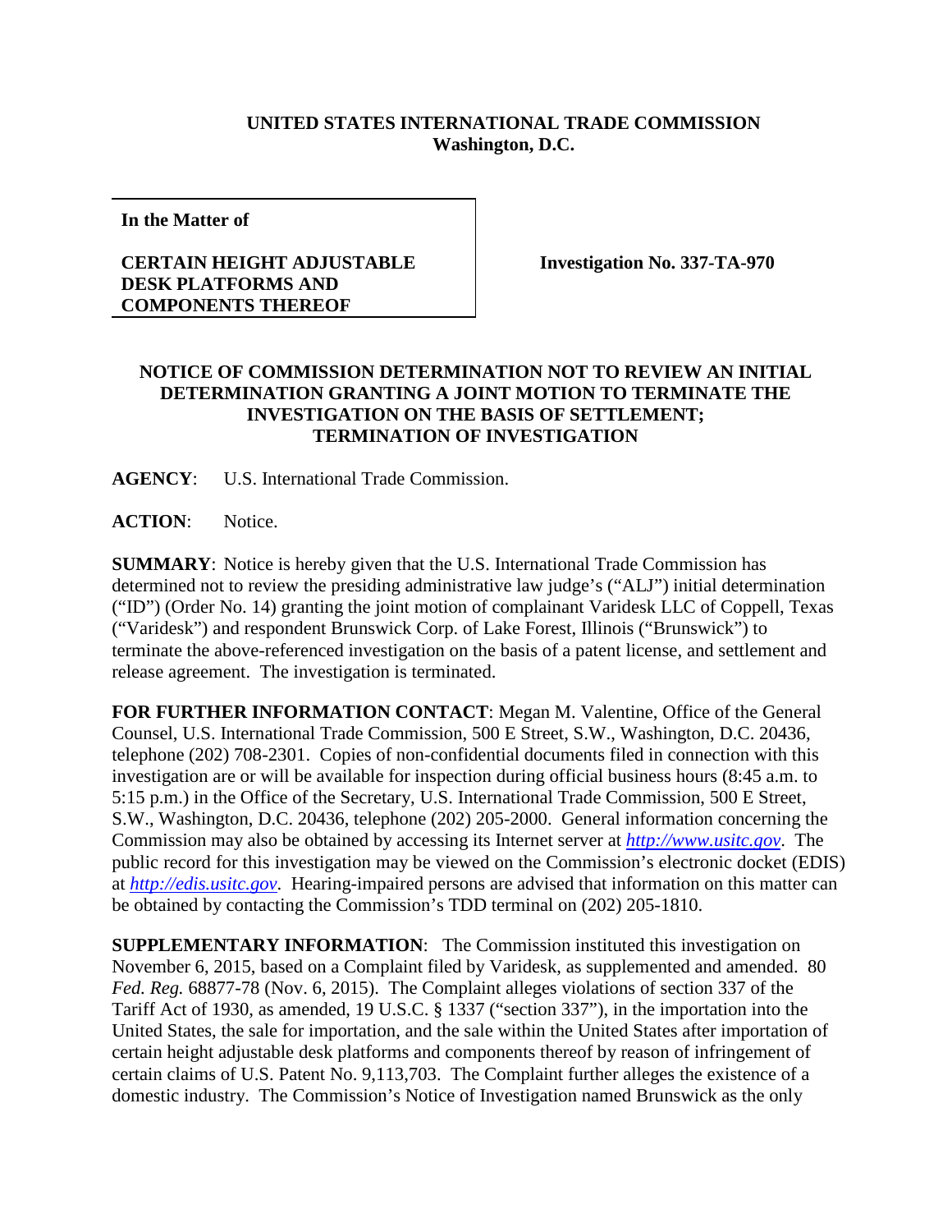**UNITED STATES INTERNATIONAL TRADE COMMISSION**
**Washington, D.C.**

| **In the Matter of**<br><br>**CERTAIN HEIGHT ADJUSTABLE DESK PLATFORMS AND COMPONENTS THEREOF** | **Investigation No. 337-TA-970** |
|---|---|

**NOTICE OF COMMISSION DETERMINATION NOT TO REVIEW AN INITIAL DETERMINATION GRANTING A JOINT MOTION TO TERMINATE THE INVESTIGATION ON THE BASIS OF SETTLEMENT; TERMINATION OF INVESTIGATION**

**AGENCY**: U.S. International Trade Commission.

**ACTION**: Notice.

**SUMMARY**: Notice is hereby given that the U.S. International Trade Commission has determined not to review the presiding administrative law judge's ("ALJ") initial determination ("ID") (Order No. 14) granting the joint motion of complainant Varidesk LLC of Coppell, Texas ("Varidesk") and respondent Brunswick Corp. of Lake Forest, Illinois ("Brunswick") to terminate the above-referenced investigation on the basis of a patent license, and settlement and release agreement. The investigation is terminated.

**FOR FURTHER INFORMATION CONTACT**: Megan M. Valentine, Office of the General Counsel, U.S. International Trade Commission, 500 E Street, S.W., Washington, D.C. 20436, telephone (202) 708-2301. Copies of non-confidential documents filed in connection with this investigation are or will be available for inspection during official business hours (8:45 a.m. to 5:15 p.m.) in the Office of the Secretary, U.S. International Trade Commission, 500 E Street, S.W., Washington, D.C. 20436, telephone (202) 205-2000. General information concerning the Commission may also be obtained by accessing its Internet server at *http://www.usitc.gov*. The public record for this investigation may be viewed on the Commission's electronic docket (EDIS) at *http://edis.usitc.gov*. Hearing-impaired persons are advised that information on this matter can be obtained by contacting the Commission's TDD terminal on (202) 205-1810.

**SUPPLEMENTARY INFORMATION**: The Commission instituted this investigation on November 6, 2015, based on a Complaint filed by Varidesk, as supplemented and amended. 80 *Fed. Reg.* 68877-78 (Nov. 6, 2015). The Complaint alleges violations of section 337 of the Tariff Act of 1930, as amended, 19 U.S.C. § 1337 ("section 337"), in the importation into the United States, the sale for importation, and the sale within the United States after importation of certain height adjustable desk platforms and components thereof by reason of infringement of certain claims of U.S. Patent No. 9,113,703. The Complaint further alleges the existence of a domestic industry. The Commission's Notice of Investigation named Brunswick as the only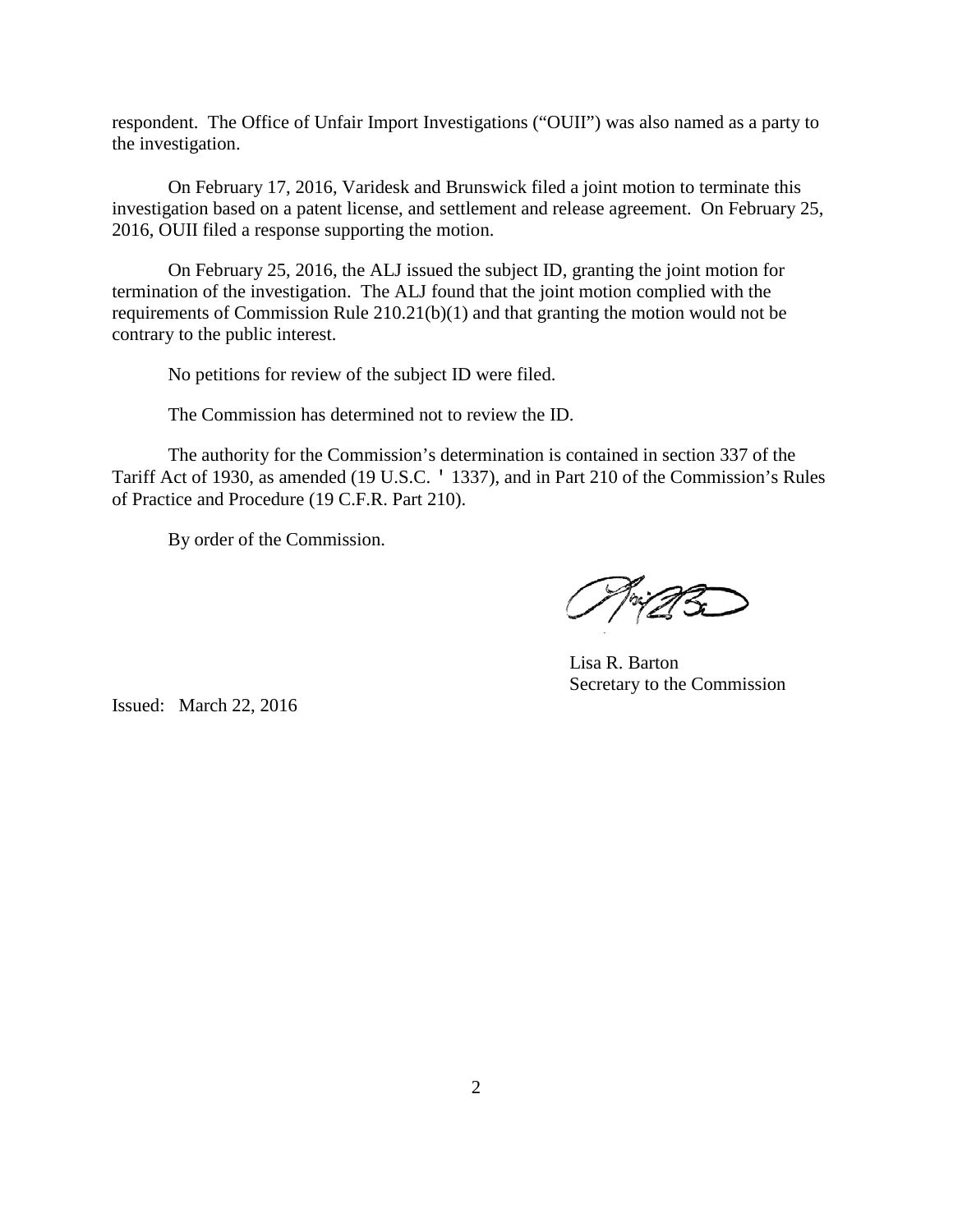respondent. The Office of Unfair Import Investigations ("OUII") was also named as a party to the investigation.

On February 17, 2016, Varidesk and Brunswick filed a joint motion to terminate this investigation based on a patent license, and settlement and release agreement. On February 25, 2016, OUII filed a response supporting the motion.

On February 25, 2016, the ALJ issued the subject ID, granting the joint motion for termination of the investigation. The ALJ found that the joint motion complied with the requirements of Commission Rule 210.21(b)(1) and that granting the motion would not be contrary to the public interest.

No petitions for review of the subject ID were filed.

The Commission has determined not to review the ID.

The authority for the Commission's determination is contained in section 337 of the Tariff Act of 1930, as amended (19 U.S.C. ' 1337), and in Part 210 of the Commission's Rules of Practice and Procedure (19 C.F.R. Part 210).

By order of the Commission.

Lisa R. Barton
Secretary to the Commission

Issued: March 22, 2016